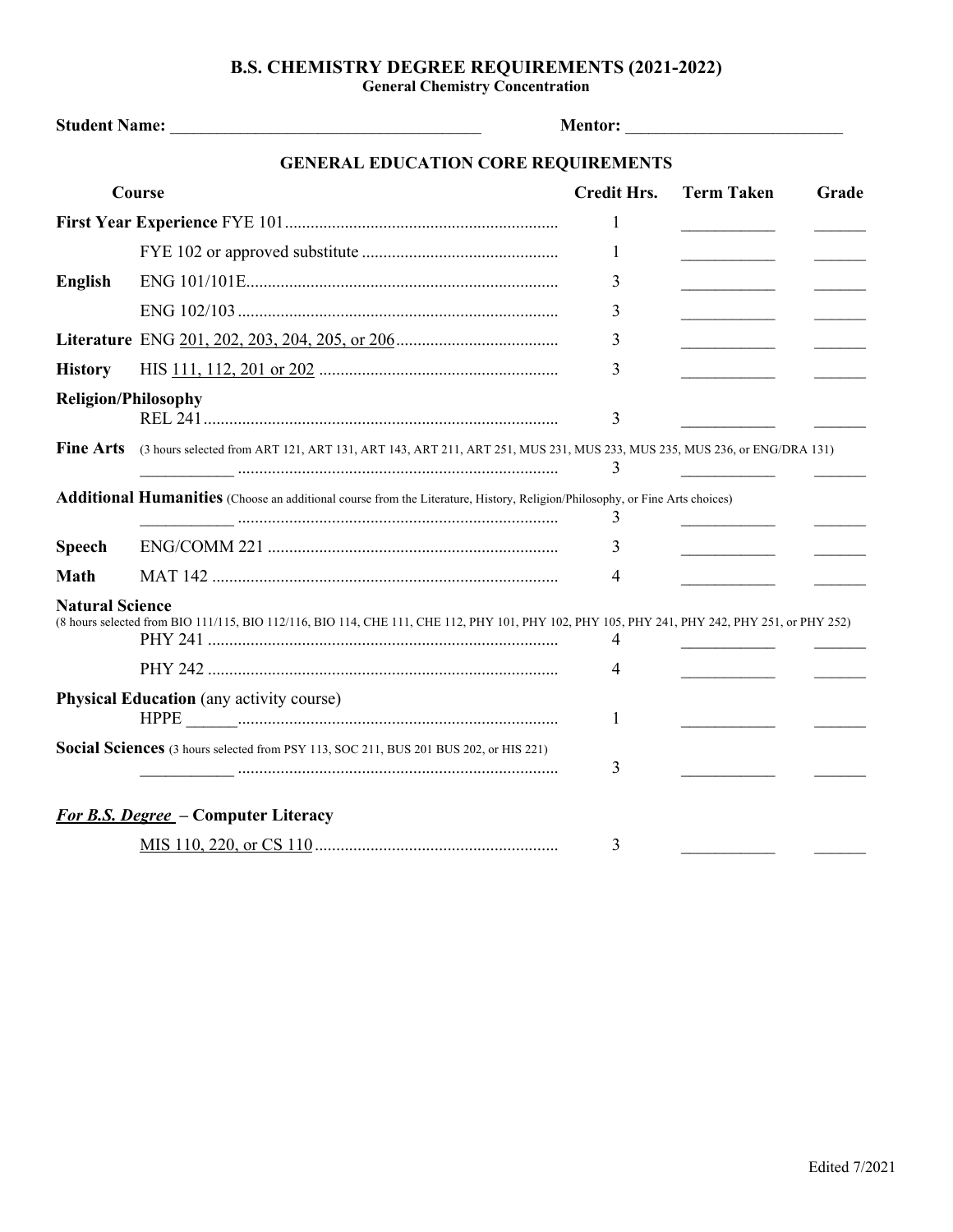# B.S. CHEMISTRY DEGREE REQUIREMENTS (2021-2022)

**General Chemistry Concentration**

**Student Name:** ____________________________________ **Mentor:** __________________________

## GENERAL EDUCATION CORE REQUIREMENTS

| Course | | Credit Hrs. | Term Taken | Grade |
|---|---|---|---|---|
| **First Year Experience** | FYE 101 | 1 | ___________ | ______ |
| | FYE 102 or approved substitute | 1 | ___________ | ______ |
| **English** | ENG 101/101E | 3 | ___________ | ______ |
| | ENG 102/103 | 3 | ___________ | ______ |
| **Literature** | ENG 201, 202, 203, 204, 205, or 206 | 3 | ___________ | ______ |
| **History** | HIS 111, 112, 201 or 202 | 3 | ___________ | ______ |
| **Religion/Philosophy** | REL 241 | 3 | ___________ | ______ |
| **Fine Arts** (3 hours selected from ART 121, ART 131, ART 143, ART 211, ART 251, MUS 231, MUS 233, MUS 235, MUS 236, or ENG/DRA 131) | ___________ | 3 | ___________ | ______ |
| **Additional Humanities** (Choose an additional course from the Literature, History, Religion/Philosophy, or Fine Arts choices) | ___________ | 3 | ___________ | ______ |
| **Speech** | ENG/COMM 221 | 3 | ___________ | ______ |
| **Math** | MAT 142 | 4 | ___________ | ______ |
| **Natural Science** (8 hours selected from BIO 111/115, BIO 112/116, BIO 114, CHE 111, CHE 112, PHY 101, PHY 102, PHY 105, PHY 241, PHY 242, PHY 251, or PHY 252) | PHY 241 | 4 | ___________ | ______ |
| | PHY 242 | 4 | ___________ | ______ |
| **Physical Education** (any activity course) | HPPE ______ | 1 | ___________ | ______ |
| **Social Sciences** (3 hours selected from PSY 113, SOC 211, BUS 201 BUS 202, or HIS 221) | ___________ | 3 | ___________ | ______ |

***For B.S. Degree* – Computer Literacy**

| Course | Credit Hrs. | Term Taken | Grade |
|---|---|---|---|
| MIS 110, 220, or CS 110 | 3 | ___________ | ______ |

Edited 7/2021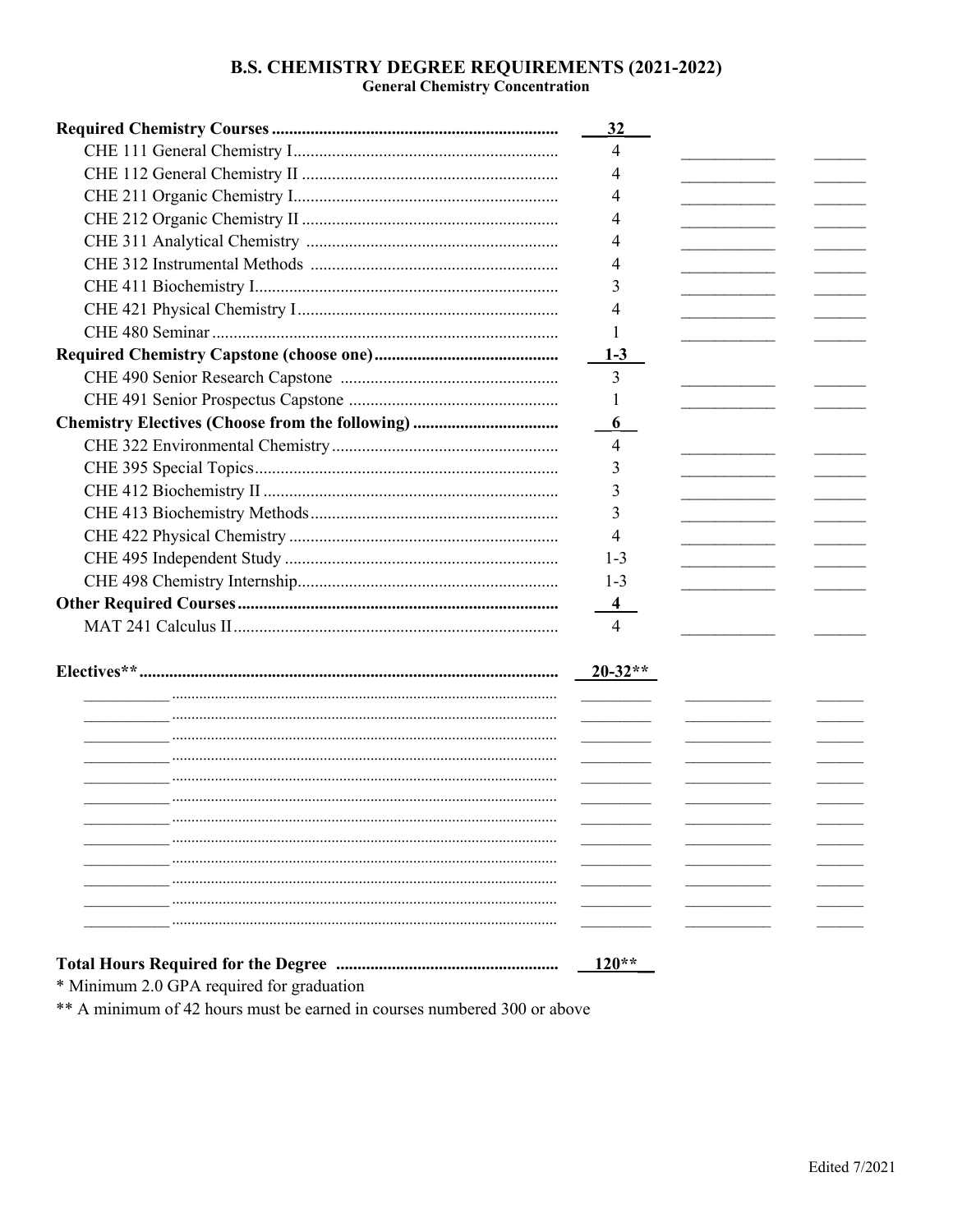# B.S. CHEMISTRY DEGREE REQUIREMENTS (2021-2022)

## General Chemistry Concentration

| | | | |
|---|---|---|---|
| **Required Chemistry Courses** | **32** | | |
| CHE 111 General Chemistry I | 4 | ___________ | ______ |
| CHE 112 General Chemistry II | 4 | ___________ | ______ |
| CHE 211 Organic Chemistry I | 4 | ___________ | ______ |
| CHE 212 Organic Chemistry II | 4 | ___________ | ______ |
| CHE 311 Analytical Chemistry | 4 | ___________ | ______ |
| CHE 312 Instrumental Methods | 4 | ___________ | ______ |
| CHE 411 Biochemistry I | 3 | ___________ | ______ |
| CHE 421 Physical Chemistry I | 4 | ___________ | ______ |
| CHE 480 Seminar | 1 | ___________ | ______ |
| **Required Chemistry Capstone (choose one)** | **1-3** | | |
| CHE 490 Senior Research Capstone | 3 | ___________ | ______ |
| CHE 491 Senior Prospectus Capstone | 1 | ___________ | ______ |
| **Chemistry Electives (Choose from the following)** | **6** | | |
| CHE 322 Environmental Chemistry | 4 | ___________ | ______ |
| CHE 395 Special Topics | 3 | ___________ | ______ |
| CHE 412 Biochemistry II | 3 | ___________ | ______ |
| CHE 413 Biochemistry Methods | 3 | ___________ | ______ |
| CHE 422 Physical Chemistry | 4 | ___________ | ______ |
| CHE 495 Independent Study | 1-3 | ___________ | ______ |
| CHE 498 Chemistry Internship | 1-3 | ___________ | ______ |
| **Other Required Courses** | **4** | | |
| MAT 241 Calculus II | 4 | ___________ | ______ |
| **Electives**** | **20-32**** | | |
| __________ | ________ | __________ | ______ |
| __________ | ________ | __________ | ______ |
| __________ | ________ | __________ | ______ |
| __________ | ________ | __________ | ______ |
| __________ | ________ | __________ | ______ |
| __________ | ________ | __________ | ______ |
| __________ | ________ | __________ | ______ |
| __________ | ________ | __________ | ______ |
| __________ | ________ | __________ | ______ |
| __________ | ________ | __________ | ______ |
| __________ | ________ | __________ | ______ |
| __________ | ________ | __________ | ______ |
| **Total Hours Required for the Degree** | **120**** | | |

* Minimum 2.0 GPA required for graduation

** A minimum of 42 hours must be earned in courses numbered 300 or above

Edited 7/2021